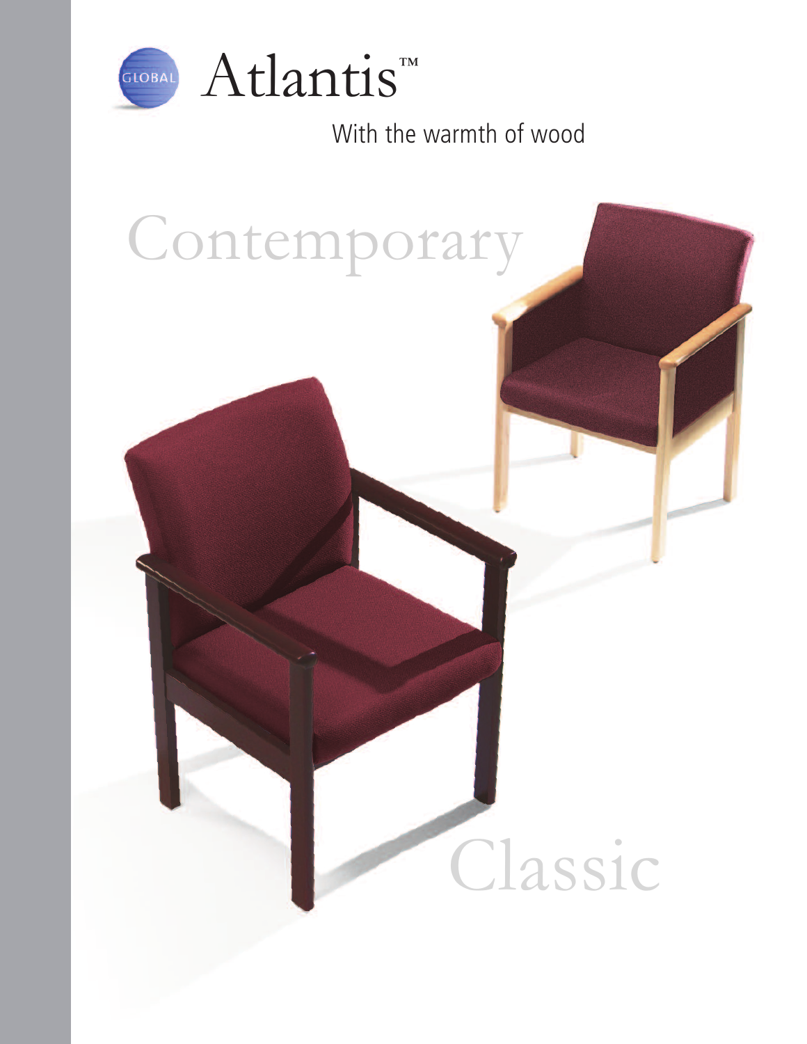GLOBAL

# Atlantis™

With the warmth of wood

Contemporary

Classic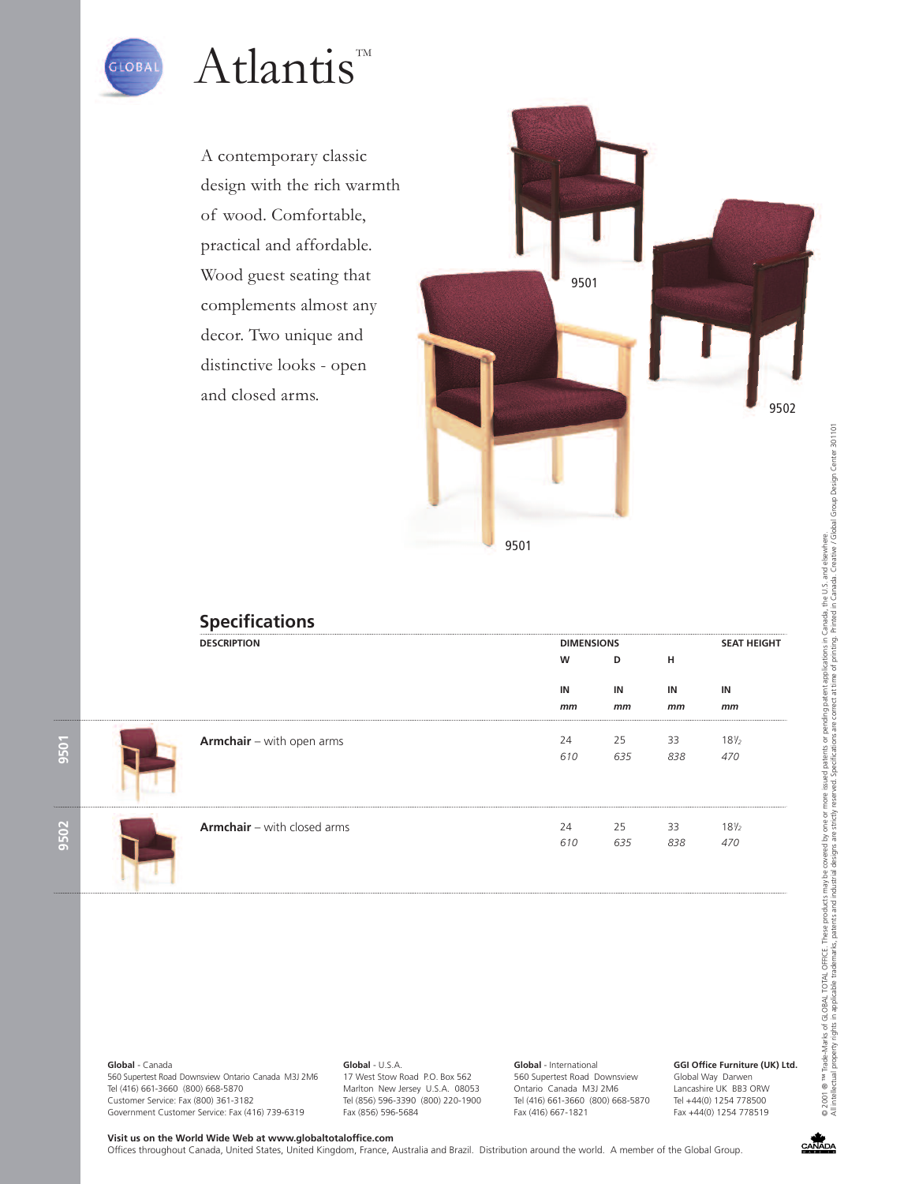# Atlantis™

A contemporary classic design with the rich warmth of wood. Comfortable, practical and affordable. Wood guest seating that complements almost any decor. Two unique and distinctive looks - open and closed arms.

9501

9502

9501

## Specifications

| | DESCRIPTION | DIMENSIONS W IN *mm* | D IN *mm* | H IN *mm* | SEAT HEIGHT IN *mm* |
|---|---|---|---|---|---|
| 9501 | **Armchair** – with open arms | 24 *610* | 25 *635* | 33 *838* | 18½ *470* |
| 9502 | **Armchair** – with closed arms | 24 *610* | 25 *635* | 33 *838* | 18½ *470* |

**Global** - Canada
560 Supertest Road Downsview Ontario Canada M3J 2M6
Tel (416) 661-3660 (800) 668-5870
Customer Service: Fax (800) 361-3182
Government Customer Service: Fax (416) 739-6319

**Global** - U.S.A.
17 West Stow Road P.O. Box 562
Marlton New Jersey U.S.A. 08053
Tel (856) 596-3390 (800) 220-1900
Fax (856) 596-5684

**Global** - International
560 Supertest Road Downsview
Ontario Canada M3J 2M6
Tel (416) 661-3660 (800) 668-5870
Fax (416) 667-1821

**GGI Office Furniture (UK) Ltd.**
Global Way Darwen
Lancashire UK BB3 ORW
Tel +44(0) 1254 778500
Fax +44(0) 1254 778519

**Visit us on the World Wide Web at www.globaltotaloffice.com**
Offices throughout Canada, United States, United Kingdom, France, Australia and Brazil. Distribution around the world. A member of the Global Group.

© 2001 ® ™ Trade-Marks of GLOBAL TOTAL OFFICE. These products may be covered by one or more issued patents or pending patent applications in Canada, the U.S. and elsewhere. All intellectual property rights in applicable trademarks, patents and industrial designs are strictly reserved. Specifications are correct at time of printing. Printed in Canada. Creative / Global Group Design Center 301101